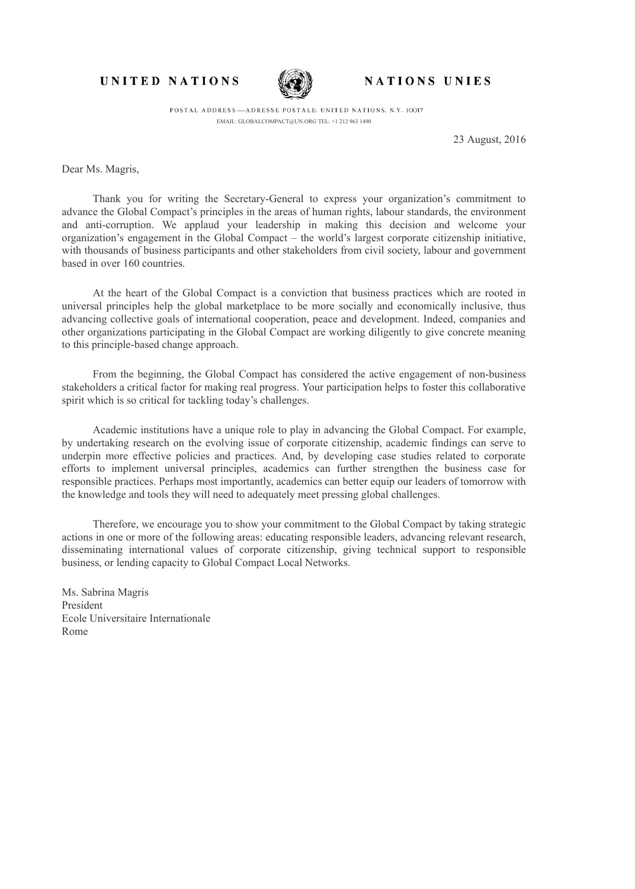UNITED NATIONS NATIONS UNIES

POSTAL ADDRESS—ADRESSE POSTALE: UNITED NATIONS, N.Y. 10017
EMAIL: GLOBALCOMPACT@UN.ORG TEL: +1 212 963 1490

23 August, 2016

Dear Ms. Magris,

Thank you for writing the Secretary-General to express your organization's commitment to advance the Global Compact's principles in the areas of human rights, labour standards, the environment and anti-corruption. We applaud your leadership in making this decision and welcome your organization's engagement in the Global Compact – the world's largest corporate citizenship initiative, with thousands of business participants and other stakeholders from civil society, labour and government based in over 160 countries.

At the heart of the Global Compact is a conviction that business practices which are rooted in universal principles help the global marketplace to be more socially and economically inclusive, thus advancing collective goals of international cooperation, peace and development. Indeed, companies and other organizations participating in the Global Compact are working diligently to give concrete meaning to this principle-based change approach.

From the beginning, the Global Compact has considered the active engagement of non-business stakeholders a critical factor for making real progress. Your participation helps to foster this collaborative spirit which is so critical for tackling today's challenges.

Academic institutions have a unique role to play in advancing the Global Compact. For example, by undertaking research on the evolving issue of corporate citizenship, academic findings can serve to underpin more effective policies and practices. And, by developing case studies related to corporate efforts to implement universal principles, academics can further strengthen the business case for responsible practices. Perhaps most importantly, academics can better equip our leaders of tomorrow with the knowledge and tools they will need to adequately meet pressing global challenges.

Therefore, we encourage you to show your commitment to the Global Compact by taking strategic actions in one or more of the following areas: educating responsible leaders, advancing relevant research, disseminating international values of corporate citizenship, giving technical support to responsible business, or lending capacity to Global Compact Local Networks.

Ms. Sabrina Magris
President
Ecole Universitaire Internationale
Rome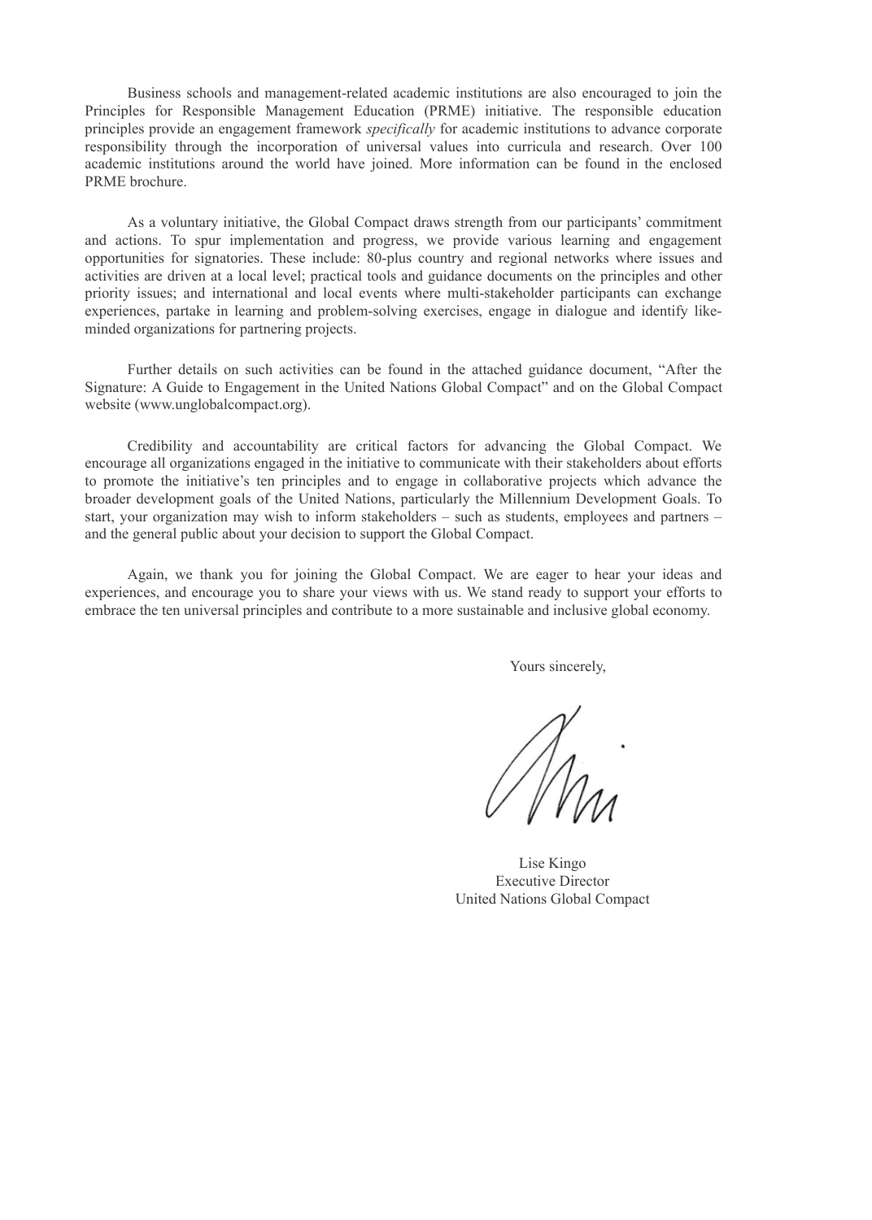Business schools and management-related academic institutions are also encouraged to join the Principles for Responsible Management Education (PRME) initiative. The responsible education principles provide an engagement framework *specifically* for academic institutions to advance corporate responsibility through the incorporation of universal values into curricula and research. Over 100 academic institutions around the world have joined. More information can be found in the enclosed PRME brochure.

As a voluntary initiative, the Global Compact draws strength from our participants' commitment and actions. To spur implementation and progress, we provide various learning and engagement opportunities for signatories. These include: 80-plus country and regional networks where issues and activities are driven at a local level; practical tools and guidance documents on the principles and other priority issues; and international and local events where multi-stakeholder participants can exchange experiences, partake in learning and problem-solving exercises, engage in dialogue and identify like-minded organizations for partnering projects.

Further details on such activities can be found in the attached guidance document, "After the Signature: A Guide to Engagement in the United Nations Global Compact" and on the Global Compact website (www.unglobalcompact.org).

Credibility and accountability are critical factors for advancing the Global Compact. We encourage all organizations engaged in the initiative to communicate with their stakeholders about efforts to promote the initiative's ten principles and to engage in collaborative projects which advance the broader development goals of the United Nations, particularly the Millennium Development Goals. To start, your organization may wish to inform stakeholders – such as students, employees and partners – and the general public about your decision to support the Global Compact.

Again, we thank you for joining the Global Compact. We are eager to hear your ideas and experiences, and encourage you to share your views with us. We stand ready to support your efforts to embrace the ten universal principles and contribute to a more sustainable and inclusive global economy.

Yours sincerely,

Lise Kingo
Executive Director
United Nations Global Compact